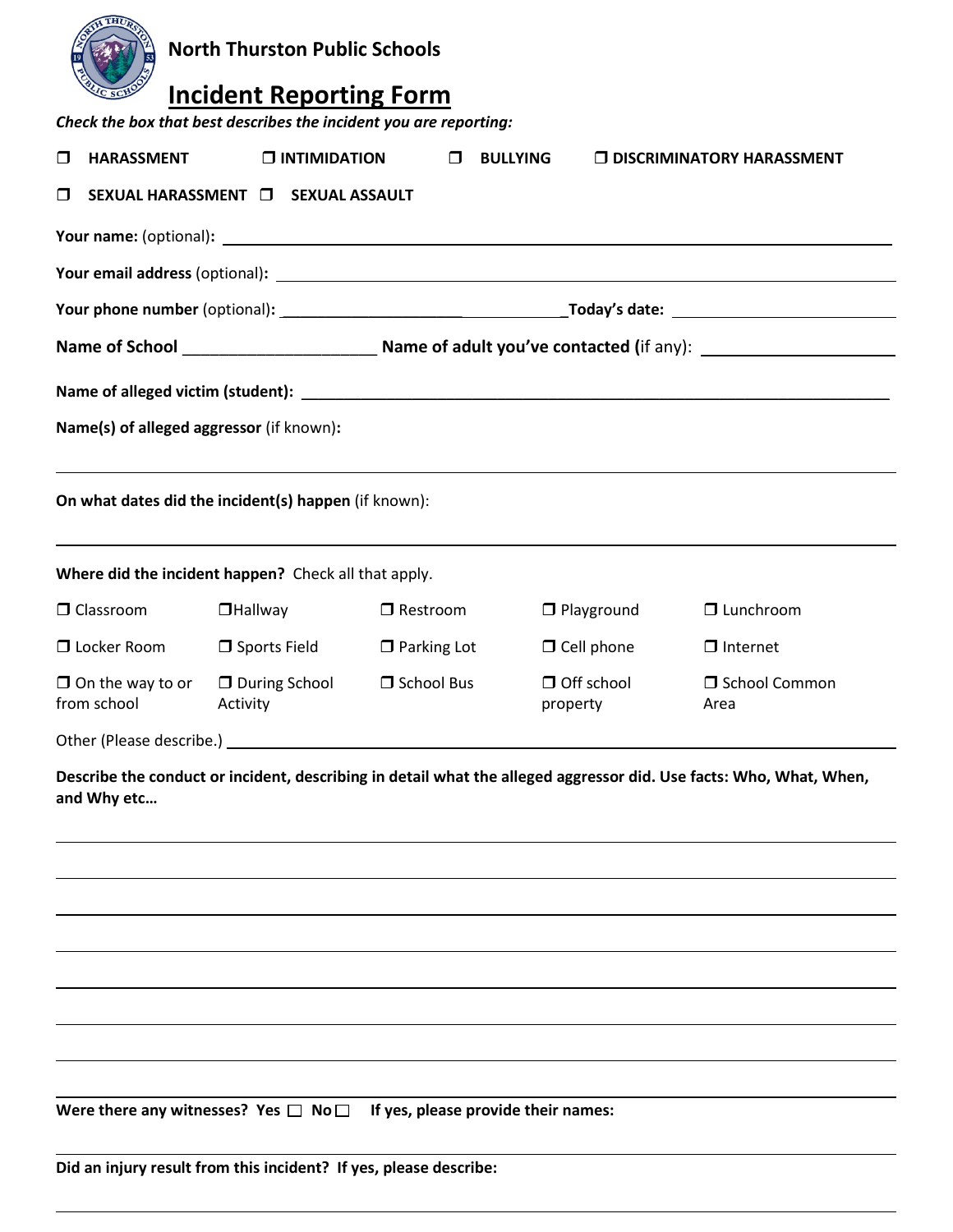**North Thurston Public Schools**

# Incident Reporting Form

***Check the box that best describes the incident you are reporting:***

❒ **HARASSMENT** ❒ **INTIMIDATION** ❒ **BULLYING** ❒ **DISCRIMINATORY HARASSMENT**

❒ **SEXUAL HARASSMENT** ❒ **SEXUAL ASSAULT**

**Your name:** (optional)**:** ____________________

**Your email address** (optional)**:** ____________________

**Your phone number** (optional)**:** ____________________ **Today's date:** ____________________

**Name of School** ____________________ **Name of adult you've contacted (**if any): ____________________

**Name of alleged victim (student):** ____________________

**Name(s) of alleged aggressor** (if known)**:**

____________________

**On what dates did the incident(s) happen** (if known):

____________________

**Where did the incident happen?** Check all that apply.

| | | | | |
|---|---|---|---|---|
| ❒ Classroom | ❒ Hallway | ❒ Restroom | ❒ Playground | ❒ Lunchroom |
| ❒ Locker Room | ❒ Sports Field | ❒ Parking Lot | ❒ Cell phone | ❒ Internet |
| ❒ On the way to or from school | ❒ During School Activity | ❒ School Bus | ❒ Off school property | ❒ School Common Area |

Other (Please describe.) ____________________

**Describe the conduct or incident, describing in detail what the alleged aggressor did. Use facts: Who, What, When, and Why etc…**

____________________

____________________

____________________

____________________

____________________

____________________

____________________

____________________

**Were there any witnesses? Yes ☐ No ☐ If yes, please provide their names:**

____________________

**Did an injury result from this incident? If yes, please describe:**

____________________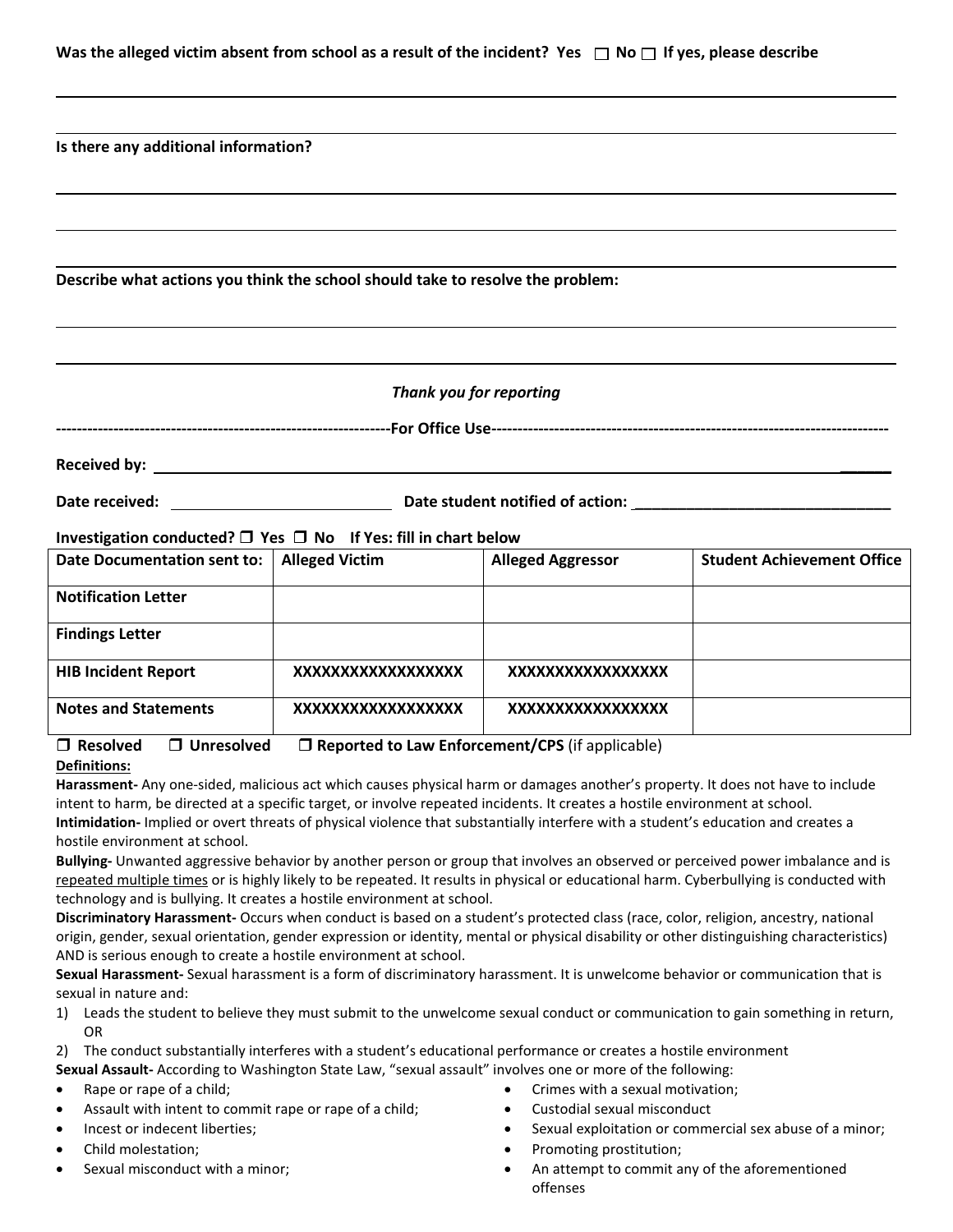**Was the alleged victim absent from school as a result of the incident? Yes ☐ No ☐ If yes, please describe**

**Is there any additional information?**

**Describe what actions you think the school should take to resolve the problem:**

*Thank you for reporting*

---------------------------------------------------------------**For Office Use**---------------------------------------------------------------------------

**Received by:** ____________________

**Date received:** ____________________ **Date student notified of action:** ____________________

**Investigation conducted? ❒ Yes ❒ No If Yes: fill in chart below**

| **Date Documentation sent to:** | **Alleged Victim** | **Alleged Aggressor** | **Student Achievement Office** |
|---|---|---|---|
| **Notification Letter** | | | |
| **Findings Letter** | | | |
| **HIB Incident Report** | **XXXXXXXXXXXXXXXXXX** | **XXXXXXXXXXXXXXXXX** | |
| **Notes and Statements** | **XXXXXXXXXXXXXXXXXX** | **XXXXXXXXXXXXXXXXX** | |

**❒ Resolved ❒ Unresolved ❒ Reported to Law Enforcement/CPS** (if applicable)

**Definitions:**

**Harassment-** Any one-sided, malicious act which causes physical harm or damages another's property. It does not have to include intent to harm, be directed at a specific target, or involve repeated incidents. It creates a hostile environment at school.

**Intimidation-** Implied or overt threats of physical violence that substantially interfere with a student's education and creates a hostile environment at school.

**Bullying-** Unwanted aggressive behavior by another person or group that involves an observed or perceived power imbalance and is repeated multiple times or is highly likely to be repeated. It results in physical or educational harm. Cyberbullying is conducted with technology and is bullying. It creates a hostile environment at school.

**Discriminatory Harassment-** Occurs when conduct is based on a student's protected class (race, color, religion, ancestry, national origin, gender, sexual orientation, gender expression or identity, mental or physical disability or other distinguishing characteristics) AND is serious enough to create a hostile environment at school.

**Sexual Harassment-** Sexual harassment is a form of discriminatory harassment. It is unwelcome behavior or communication that is sexual in nature and:

1) Leads the student to believe they must submit to the unwelcome sexual conduct or communication to gain something in return, OR
2) The conduct substantially interferes with a student's educational performance or creates a hostile environment

**Sexual Assault-** According to Washington State Law, "sexual assault" involves one or more of the following:

- Rape or rape of a child;
- Assault with intent to commit rape or rape of a child;
- Incest or indecent liberties;
- Child molestation;
- Sexual misconduct with a minor;
- Crimes with a sexual motivation;
- Custodial sexual misconduct
- Sexual exploitation or commercial sex abuse of a minor;
- Promoting prostitution;
- An attempt to commit any of the aforementioned offenses